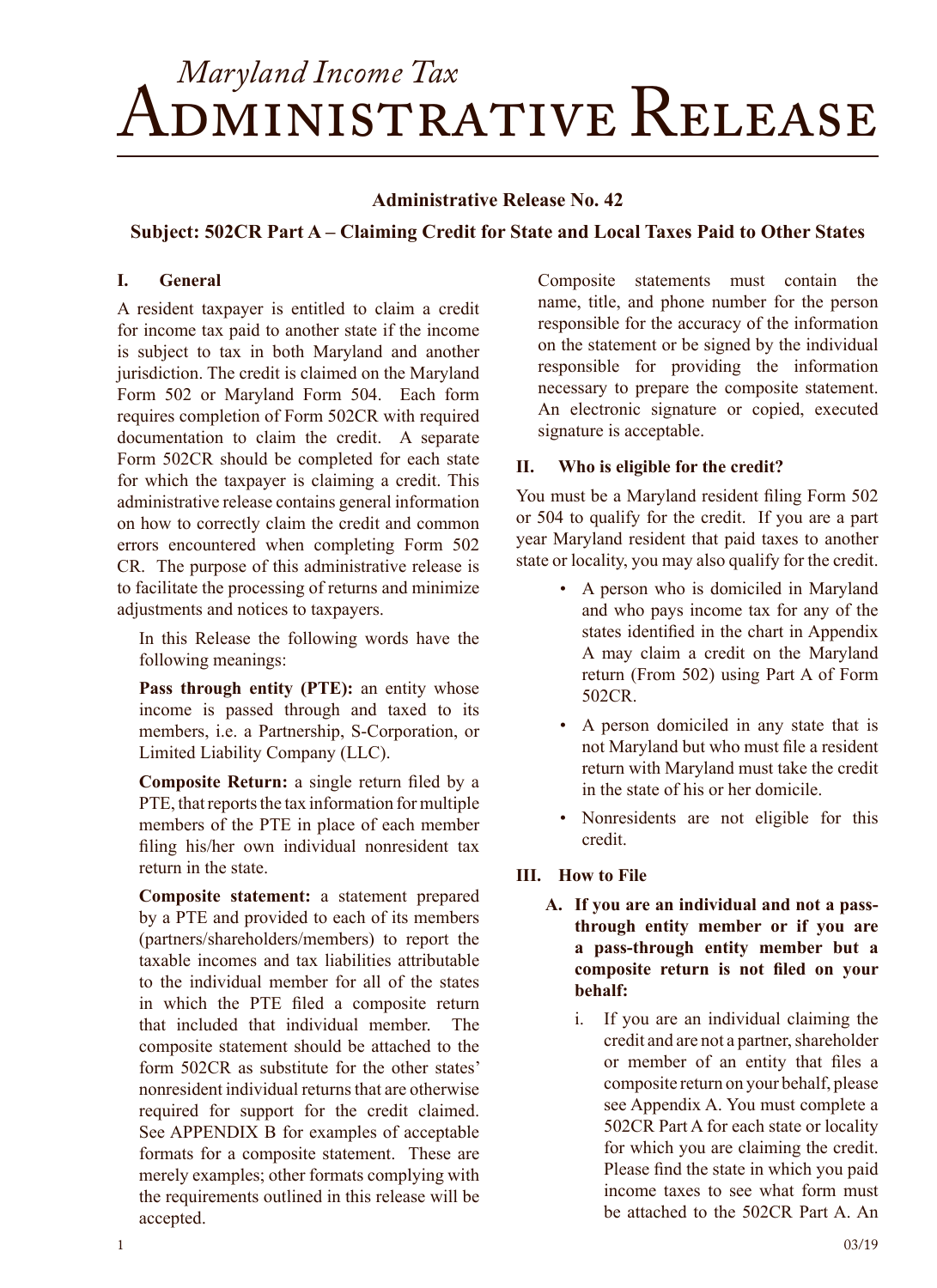# *Maryland Income Tax* Administrative Release

**Administrative Release No. 42**

**Subject: 502CR Part A – Claiming Credit for State and Local Taxes Paid to Other States**

## I. General

A resident taxpayer is entitled to claim a credit for income tax paid to another state if the income is subject to tax in both Maryland and another jurisdiction. The credit is claimed on the Maryland Form 502 or Maryland Form 504. Each form requires completion of Form 502CR with required documentation to claim the credit. A separate Form 502CR should be completed for each state for which the taxpayer is claiming a credit. This administrative release contains general information on how to correctly claim the credit and common errors encountered when completing Form 502 CR. The purpose of this administrative release is to facilitate the processing of returns and minimize adjustments and notices to taxpayers.

In this Release the following words have the following meanings:

**Pass through entity (PTE):** an entity whose income is passed through and taxed to its members, i.e. a Partnership, S-Corporation, or Limited Liability Company (LLC).

**Composite Return:** a single return filed by a PTE, that reports the tax information for multiple members of the PTE in place of each member filing his/her own individual nonresident tax return in the state.

**Composite statement:** a statement prepared by a PTE and provided to each of its members (partners/shareholders/members) to report the taxable incomes and tax liabilities attributable to the individual member for all of the states in which the PTE filed a composite return that included that individual member. The composite statement should be attached to the form 502CR as substitute for the other states' nonresident individual returns that are otherwise required for support for the credit claimed. See APPENDIX B for examples of acceptable formats for a composite statement. These are merely examples; other formats complying with the requirements outlined in this release will be accepted.

Composite statements must contain the name, title, and phone number for the person responsible for the accuracy of the information on the statement or be signed by the individual responsible for providing the information necessary to prepare the composite statement. An electronic signature or copied, executed signature is acceptable.

## II. Who is eligible for the credit?

You must be a Maryland resident filing Form 502 or 504 to qualify for the credit. If you are a part year Maryland resident that paid taxes to another state or locality, you may also qualify for the credit.

- A person who is domiciled in Maryland and who pays income tax for any of the states identified in the chart in Appendix A may claim a credit on the Maryland return (From 502) using Part A of Form 502CR.
- A person domiciled in any state that is not Maryland but who must file a resident return with Maryland must take the credit in the state of his or her domicile.
- Nonresidents are not eligible for this credit.

## III. How to File

### A. If you are an individual and not a pass-through entity member or if you are a pass-through entity member but a composite return is not filed on your behalf:

i. If you are an individual claiming the credit and are not a partner, shareholder or member of an entity that files a composite return on your behalf, please see Appendix A. You must complete a 502CR Part A for each state or locality for which you are claiming the credit. Please find the state in which you paid income taxes to see what form must be attached to the 502CR Part A. An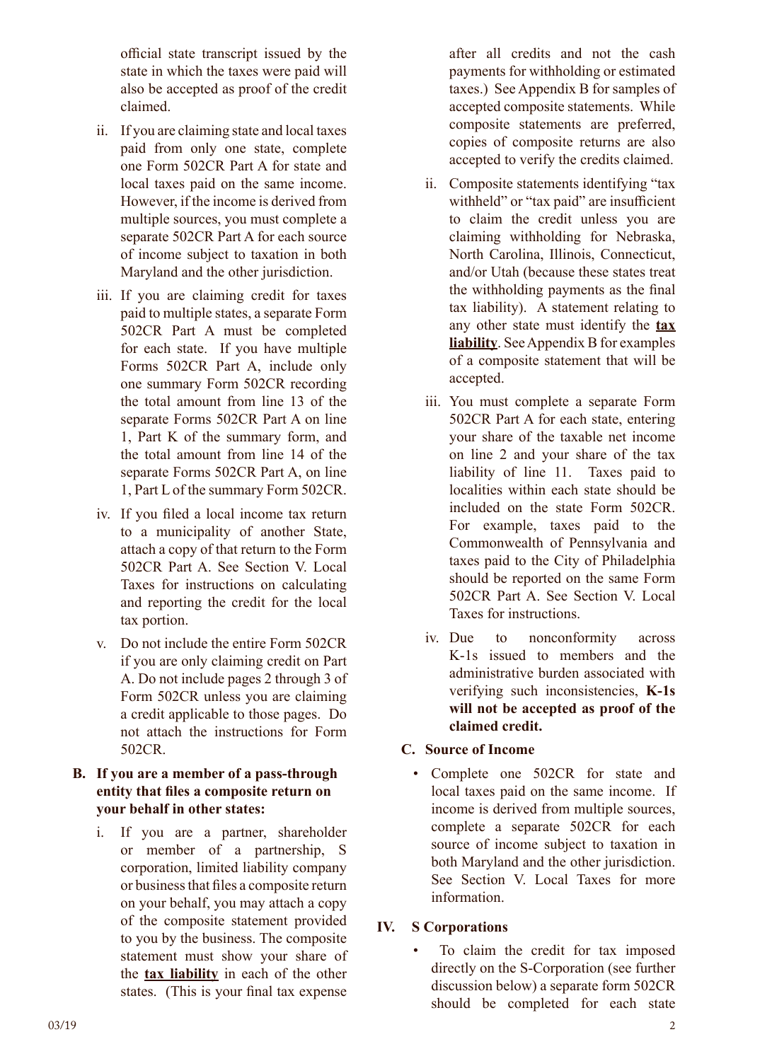official state transcript issued by the state in which the taxes were paid will also be accepted as proof of the credit claimed.

ii. If you are claiming state and local taxes paid from only one state, complete one Form 502CR Part A for state and local taxes paid on the same income. However, if the income is derived from multiple sources, you must complete a separate 502CR Part A for each source of income subject to taxation in both Maryland and the other jurisdiction.

iii. If you are claiming credit for taxes paid to multiple states, a separate Form 502CR Part A must be completed for each state. If you have multiple Forms 502CR Part A, include only one summary Form 502CR recording the total amount from line 13 of the separate Forms 502CR Part A on line 1, Part K of the summary form, and the total amount from line 14 of the separate Forms 502CR Part A, on line 1, Part L of the summary Form 502CR.

iv. If you filed a local income tax return to a municipality of another State, attach a copy of that return to the Form 502CR Part A. See Section V. Local Taxes for instructions on calculating and reporting the credit for the local tax portion.

v. Do not include the entire Form 502CR if you are only claiming credit on Part A. Do not include pages 2 through 3 of Form 502CR unless you are claiming a credit applicable to those pages. Do not attach the instructions for Form 502CR.

**B. If you are a member of a pass-through entity that files a composite return on your behalf in other states:**

i. If you are a partner, shareholder or member of a partnership, S corporation, limited liability company or business that files a composite return on your behalf, you may attach a copy of the composite statement provided to you by the business. The composite statement must show your share of the **tax liability** in each of the other states. (This is your final tax expense after all credits and not the cash payments for withholding or estimated taxes.) See Appendix B for samples of accepted composite statements. While composite statements are preferred, copies of composite returns are also accepted to verify the credits claimed.

ii. Composite statements identifying "tax withheld" or "tax paid" are insufficient to claim the credit unless you are claiming withholding for Nebraska, North Carolina, Illinois, Connecticut, and/or Utah (because these states treat the withholding payments as the final tax liability). A statement relating to any other state must identify the **tax liability**. See Appendix B for examples of a composite statement that will be accepted.

iii. You must complete a separate Form 502CR Part A for each state, entering your share of the taxable net income on line 2 and your share of the tax liability of line 11. Taxes paid to localities within each state should be included on the state Form 502CR. For example, taxes paid to the Commonwealth of Pennsylvania and taxes paid to the City of Philadelphia should be reported on the same Form 502CR Part A. See Section V. Local Taxes for instructions.

iv. Due to nonconformity across K-1s issued to members and the administrative burden associated with verifying such inconsistencies, **K-1s will not be accepted as proof of the claimed credit.**

**C. Source of Income**

- Complete one 502CR for state and local taxes paid on the same income. If income is derived from multiple sources, complete a separate 502CR for each source of income subject to taxation in both Maryland and the other jurisdiction. See Section V. Local Taxes for more information.

## IV. S Corporations

- To claim the credit for tax imposed directly on the S-Corporation (see further discussion below) a separate form 502CR should be completed for each state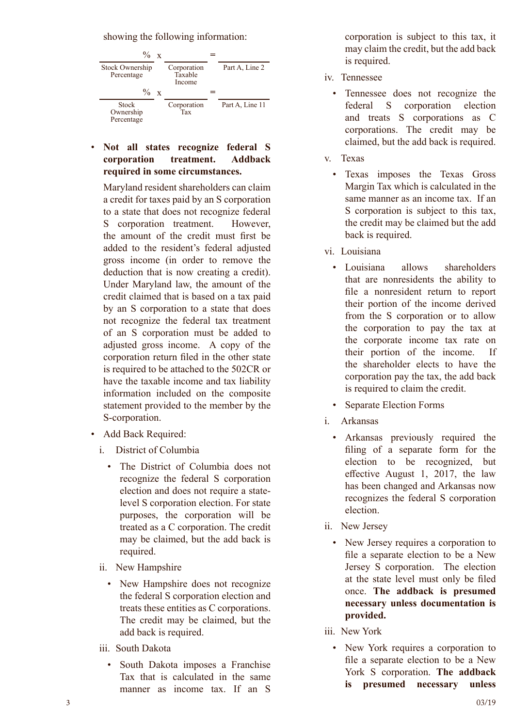showing the following information:

| % | x | | = | |
|---|---|---|---|---|
| Stock Ownership Percentage | | Corporation Taxable Income | | Part A, Line 2 |
| % | x | | = | |
| Stock Ownership Percentage | | Corporation Tax | | Part A, Line 11 |

- **Not all states recognize federal S corporation treatment. Addback required in some circumstances.**

  Maryland resident shareholders can claim a credit for taxes paid by an S corporation to a state that does not recognize federal S corporation treatment. However, the amount of the credit must first be added to the resident's federal adjusted gross income (in order to remove the deduction that is now creating a credit). Under Maryland law, the amount of the credit claimed that is based on a tax paid by an S corporation to a state that does not recognize the federal tax treatment of an S corporation must be added to adjusted gross income. A copy of the corporation return filed in the other state is required to be attached to the 502CR or have the taxable income and tax liability information included on the composite statement provided to the member by the S-corporation.

- Add Back Required:

  i. District of Columbia

  - The District of Columbia does not recognize the federal S corporation election and does not require a state-level S corporation election. For state purposes, the corporation will be treated as a C corporation. The credit may be claimed, but the add back is required.

  ii. New Hampshire

  - New Hampshire does not recognize the federal S corporation election and treats these entities as C corporations. The credit may be claimed, but the add back is required.

  iii. South Dakota

  - South Dakota imposes a Franchise Tax that is calculated in the same manner as income tax. If an S corporation is subject to this tax, it may claim the credit, but the add back is required.

  iv. Tennessee

  - Tennessee does not recognize the federal S corporation election and treats S corporations as C corporations. The credit may be claimed, but the add back is required.

  v. Texas

  - Texas imposes the Texas Gross Margin Tax which is calculated in the same manner as an income tax. If an S corporation is subject to this tax, the credit may be claimed but the add back is required.

  vi. Louisiana

  - Louisiana allows shareholders that are nonresidents the ability to file a nonresident return to report their portion of the income derived from the S corporation or to allow the corporation to pay the tax at the corporate income tax rate on their portion of the income. If the shareholder elects to have the corporation pay the tax, the add back is required to claim the credit.

- Separate Election Forms

  i. Arkansas

  - Arkansas previously required the filing of a separate form for the election to be recognized, but effective August 1, 2017, the law has been changed and Arkansas now recognizes the federal S corporation election.

  ii. New Jersey

  - New Jersey requires a corporation to file a separate election to be a New Jersey S corporation. The election at the state level must only be filed once. **The addback is presumed necessary unless documentation is provided.**

  iii. New York

  - New York requires a corporation to file a separate election to be a New York S corporation. **The addback is presumed necessary unless**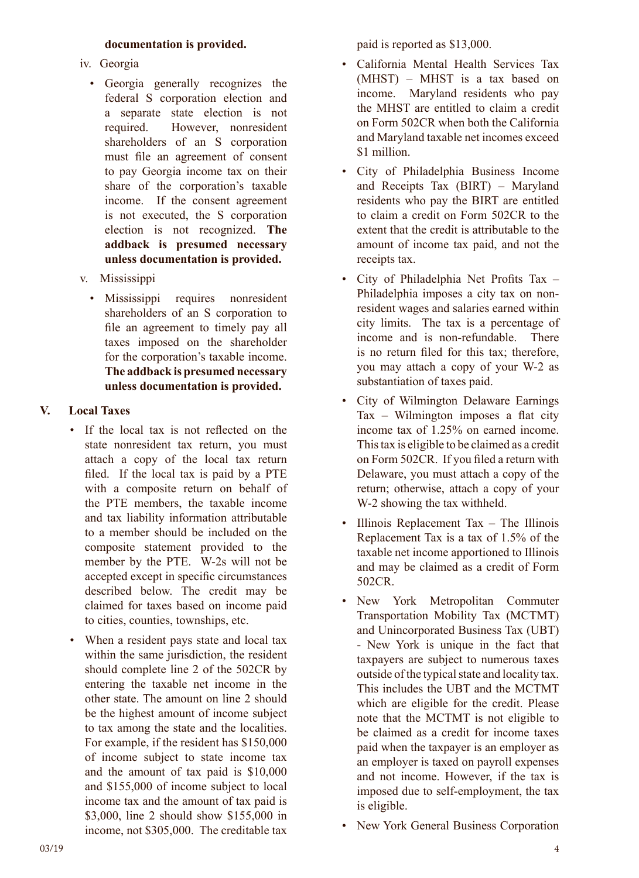**documentation is provided.**

iv. Georgia

- Georgia generally recognizes the federal S corporation election and a separate state election is not required. However, nonresident shareholders of an S corporation must file an agreement of consent to pay Georgia income tax on their share of the corporation's taxable income. If the consent agreement is not executed, the S corporation election is not recognized. **The addback is presumed necessary unless documentation is provided.**

v. Mississippi

- Mississippi requires nonresident shareholders of an S corporation to file an agreement to timely pay all taxes imposed on the shareholder for the corporation's taxable income. **The addback is presumed necessary unless documentation is provided.**

## V. Local Taxes

- If the local tax is not reflected on the state nonresident tax return, you must attach a copy of the local tax return filed. If the local tax is paid by a PTE with a composite return on behalf of the PTE members, the taxable income and tax liability information attributable to a member should be included on the composite statement provided to the member by the PTE. W-2s will not be accepted except in specific circumstances described below. The credit may be claimed for taxes based on income paid to cities, counties, townships, etc.

- When a resident pays state and local tax within the same jurisdiction, the resident should complete line 2 of the 502CR by entering the taxable net income in the other state. The amount on line 2 should be the highest amount of income subject to tax among the state and the localities. For example, if the resident has $150,000 of income subject to state income tax and the amount of tax paid is $10,000 and $155,000 of income subject to local income tax and the amount of tax paid is $3,000, line 2 should show $155,000 in income, not $305,000. The creditable tax paid is reported as $13,000.

- California Mental Health Services Tax (MHST) – MHST is a tax based on income. Maryland residents who pay the MHST are entitled to claim a credit on Form 502CR when both the California and Maryland taxable net incomes exceed $1 million.

- City of Philadelphia Business Income and Receipts Tax (BIRT) – Maryland residents who pay the BIRT are entitled to claim a credit on Form 502CR to the extent that the credit is attributable to the amount of income tax paid, and not the receipts tax.

- City of Philadelphia Net Profits Tax – Philadelphia imposes a city tax on non-resident wages and salaries earned within city limits. The tax is a percentage of income and is non-refundable. There is no return filed for this tax; therefore, you may attach a copy of your W-2 as substantiation of taxes paid.

- City of Wilmington Delaware Earnings Tax – Wilmington imposes a flat city income tax of 1.25% on earned income. This tax is eligible to be claimed as a credit on Form 502CR. If you filed a return with Delaware, you must attach a copy of the return; otherwise, attach a copy of your W-2 showing the tax withheld.

- Illinois Replacement Tax – The Illinois Replacement Tax is a tax of 1.5% of the taxable net income apportioned to Illinois and may be claimed as a credit of Form 502CR.

- New York Metropolitan Commuter Transportation Mobility Tax (MCTMT) and Unincorporated Business Tax (UBT) - New York is unique in the fact that taxpayers are subject to numerous taxes outside of the typical state and locality tax. This includes the UBT and the MCTMT which are eligible for the credit. Please note that the MCTMT is not eligible to be claimed as a credit for income taxes paid when the taxpayer is an employer as an employer is taxed on payroll expenses and not income. However, if the tax is imposed due to self-employment, the tax is eligible.

- New York General Business Corporation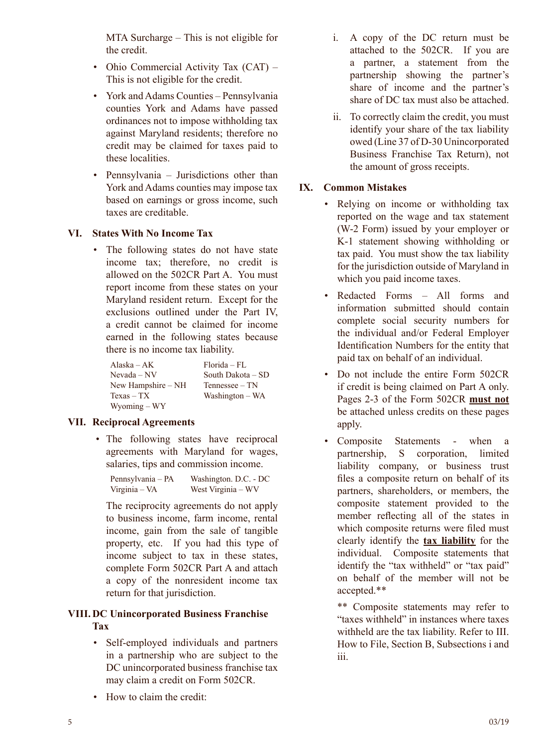MTA Surcharge – This is not eligible for the credit.

- Ohio Commercial Activity Tax (CAT) – This is not eligible for the credit.
- York and Adams Counties – Pennsylvania counties York and Adams have passed ordinances not to impose withholding tax against Maryland residents; therefore no credit may be claimed for taxes paid to these localities.
- Pennsylvania – Jurisdictions other than York and Adams counties may impose tax based on earnings or gross income, such taxes are creditable.

## VI. States With No Income Tax

- The following states do not have state income tax; therefore, no credit is allowed on the 502CR Part A. You must report income from these states on your Maryland resident return. Except for the exclusions outlined under the Part IV, a credit cannot be claimed for income earned in the following states because there is no income tax liability.

| | |
|---|---|
| Alaska – AK | Florida – FL |
| Nevada – NV | South Dakota – SD |
| New Hampshire – NH | Tennessee – TN |
| Texas – TX | Washington – WA |
| Wyoming – WY | |

## VII. Reciprocal Agreements

- The following states have reciprocal agreements with Maryland for wages, salaries, tips and commission income.

| | |
|---|---|
| Pennsylvania – PA | Washington. D.C. - DC |
| Virginia – VA | West Virginia – WV |

The reciprocity agreements do not apply to business income, farm income, rental income, gain from the sale of tangible property, etc. If you had this type of income subject to tax in these states, complete Form 502CR Part A and attach a copy of the nonresident income tax return for that jurisdiction.

## VIII. DC Unincorporated Business Franchise Tax

- Self-employed individuals and partners in a partnership who are subject to the DC unincorporated business franchise tax may claim a credit on Form 502CR.
- How to claim the credit:
  - i. A copy of the DC return must be attached to the 502CR. If you are a partner, a statement from the partnership showing the partner's share of income and the partner's share of DC tax must also be attached.
  - ii. To correctly claim the credit, you must identify your share of the tax liability owed (Line 37 of D-30 Unincorporated Business Franchise Tax Return), not the amount of gross receipts.

## IX. Common Mistakes

- Relying on income or withholding tax reported on the wage and tax statement (W-2 Form) issued by your employer or K-1 statement showing withholding or tax paid. You must show the tax liability for the jurisdiction outside of Maryland in which you paid income taxes.
- Redacted Forms – All forms and information submitted should contain complete social security numbers for the individual and/or Federal Employer Identification Numbers for the entity that paid tax on behalf of an individual.
- Do not include the entire Form 502CR if credit is being claimed on Part A only. Pages 2-3 of the Form 502CR **must not** be attached unless credits on these pages apply.
- Composite Statements - when a partnership, S corporation, limited liability company, or business trust files a composite return on behalf of its partners, shareholders, or members, the composite statement provided to the member reflecting all of the states in which composite returns were filed must clearly identify the **tax liability** for the individual. Composite statements that identify the "tax withheld" or "tax paid" on behalf of the member will not be accepted.**

  ** Composite statements may refer to "taxes withheld" in instances where taxes withheld are the tax liability. Refer to III. How to File, Section B, Subsections i and iii.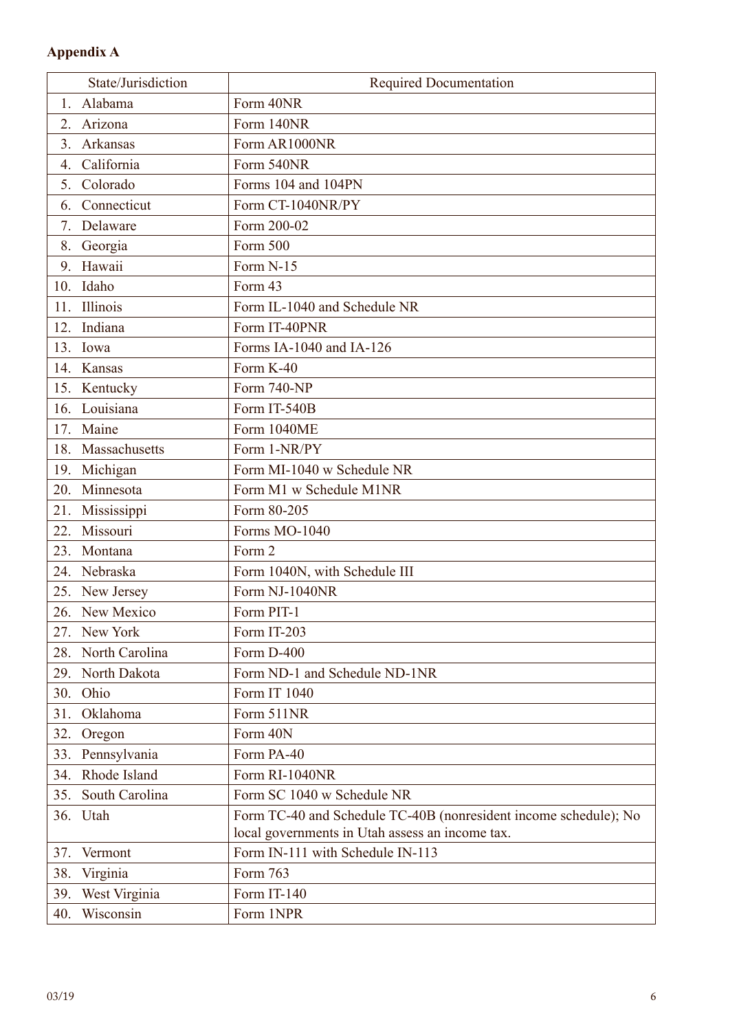**Appendix A**

| State/Jurisdiction | Required Documentation |
|---|---|
| 1. Alabama | Form 40NR |
| 2. Arizona | Form 140NR |
| 3. Arkansas | Form AR1000NR |
| 4. California | Form 540NR |
| 5. Colorado | Forms 104 and 104PN |
| 6. Connecticut | Form CT-1040NR/PY |
| 7. Delaware | Form 200-02 |
| 8. Georgia | Form 500 |
| 9. Hawaii | Form N-15 |
| 10. Idaho | Form 43 |
| 11. Illinois | Form IL-1040 and Schedule NR |
| 12. Indiana | Form IT-40PNR |
| 13. Iowa | Forms IA-1040 and IA-126 |
| 14. Kansas | Form K-40 |
| 15. Kentucky | Form 740-NP |
| 16. Louisiana | Form IT-540B |
| 17. Maine | Form 1040ME |
| 18. Massachusetts | Form 1-NR/PY |
| 19. Michigan | Form MI-1040 w Schedule NR |
| 20. Minnesota | Form M1 w Schedule M1NR |
| 21. Mississippi | Form 80-205 |
| 22. Missouri | Forms MO-1040 |
| 23. Montana | Form 2 |
| 24. Nebraska | Form 1040N, with Schedule III |
| 25. New Jersey | Form NJ-1040NR |
| 26. New Mexico | Form PIT-1 |
| 27. New York | Form IT-203 |
| 28. North Carolina | Form D-400 |
| 29. North Dakota | Form ND-1 and Schedule ND-1NR |
| 30. Ohio | Form IT 1040 |
| 31. Oklahoma | Form 511NR |
| 32. Oregon | Form 40N |
| 33. Pennsylvania | Form PA-40 |
| 34. Rhode Island | Form RI-1040NR |
| 35. South Carolina | Form SC 1040 w Schedule NR |
| 36. Utah | Form TC-40 and Schedule TC-40B (nonresident income schedule); No local governments in Utah assess an income tax. |
| 37. Vermont | Form IN-111 with Schedule IN-113 |
| 38. Virginia | Form 763 |
| 39. West Virginia | Form IT-140 |
| 40. Wisconsin | Form 1NPR |

03/19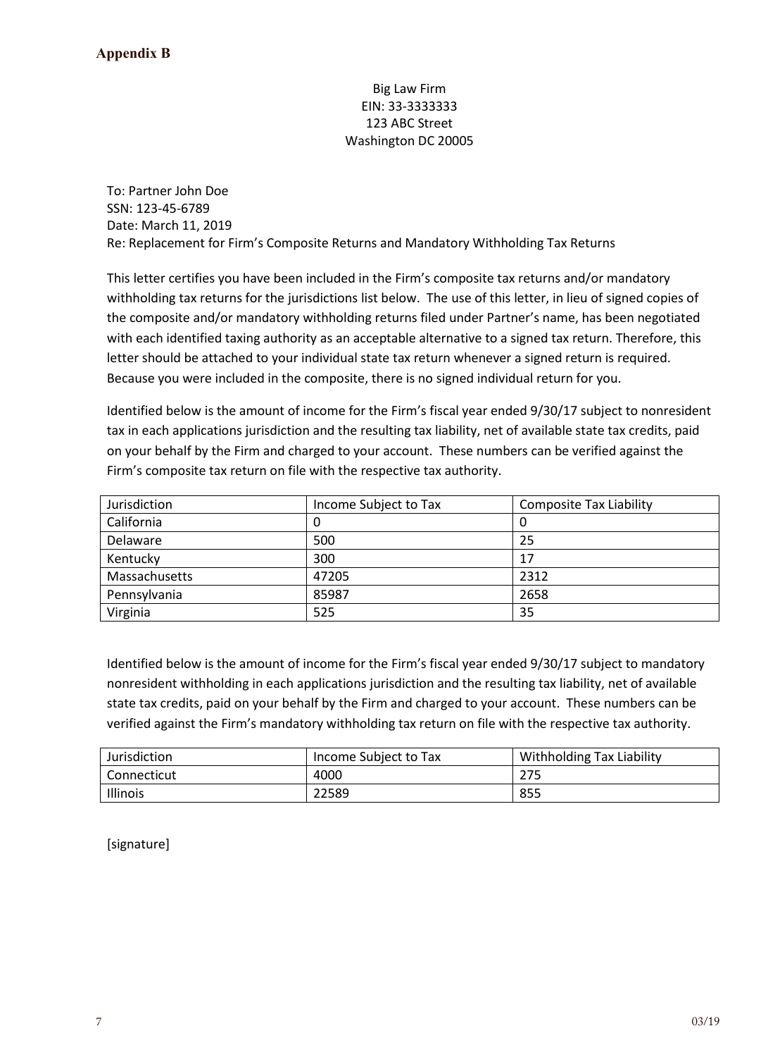**Appendix B**

Big Law Firm
EIN: 33-3333333
123 ABC Street
Washington DC 20005

To: Partner John Doe
SSN: 123-45-6789
Date: March 11, 2019
Re: Replacement for Firm's Composite Returns and Mandatory Withholding Tax Returns

This letter certifies you have been included in the Firm's composite tax returns and/or mandatory withholding tax returns for the jurisdictions list below. The use of this letter, in lieu of signed copies of the composite and/or mandatory withholding returns filed under Partner's name, has been negotiated with each identified taxing authority as an acceptable alternative to a signed tax return. Therefore, this letter should be attached to your individual state tax return whenever a signed return is required. Because you were included in the composite, there is no signed individual return for you.

Identified below is the amount of income for the Firm's fiscal year ended 9/30/17 subject to nonresident tax in each applications jurisdiction and the resulting tax liability, net of available state tax credits, paid on your behalf by the Firm and charged to your account. These numbers can be verified against the Firm's composite tax return on file with the respective tax authority.

| Jurisdiction | Income Subject to Tax | Composite Tax Liability |
|---|---|---|
| California | 0 | 0 |
| Delaware | 500 | 25 |
| Kentucky | 300 | 17 |
| Massachusetts | 47205 | 2312 |
| Pennsylvania | 85987 | 2658 |
| Virginia | 525 | 35 |

Identified below is the amount of income for the Firm's fiscal year ended 9/30/17 subject to mandatory nonresident withholding in each applications jurisdiction and the resulting tax liability, net of available state tax credits, paid on your behalf by the Firm and charged to your account. These numbers can be verified against the Firm's mandatory withholding tax return on file with the respective tax authority.

| Jurisdiction | Income Subject to Tax | Withholding Tax Liability |
|---|---|---|
| Connecticut | 4000 | 275 |
| Illinois | 22589 | 855 |

[signature]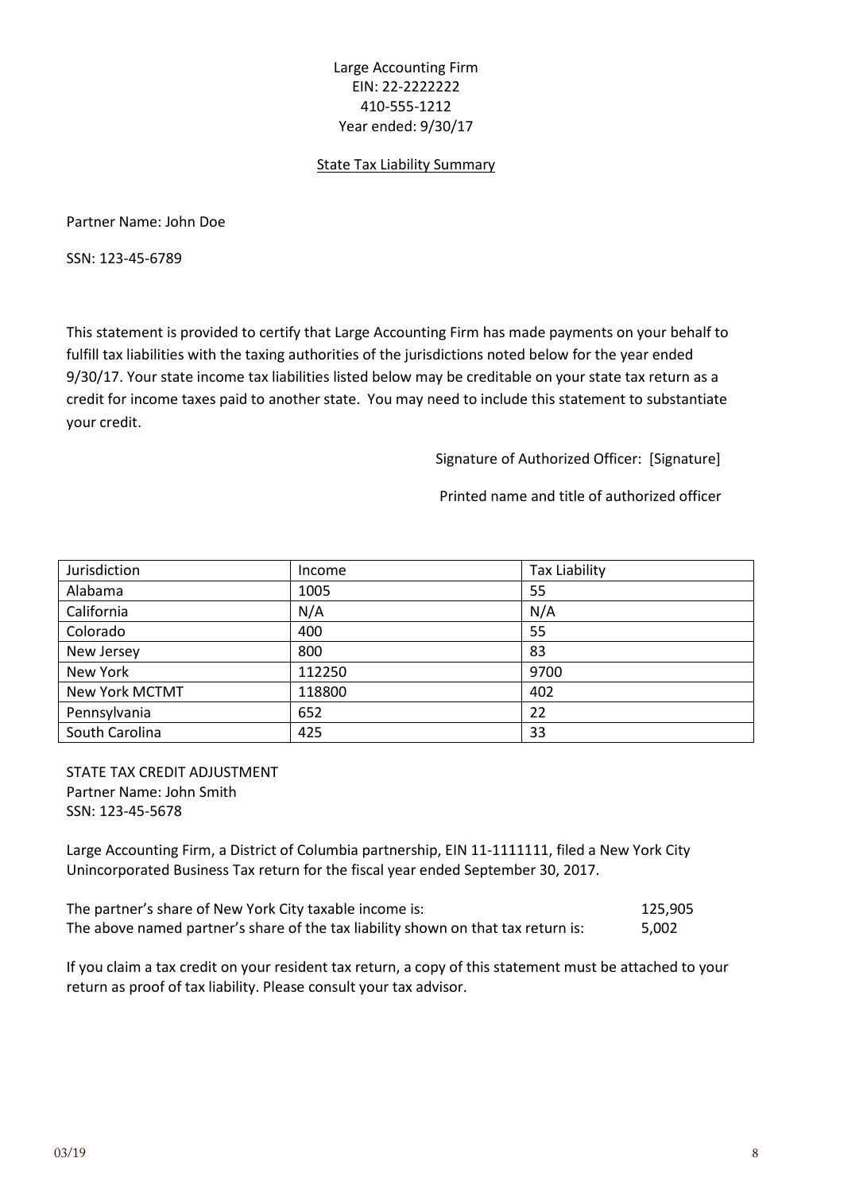Large Accounting Firm
EIN: 22-2222222
410-555-1212
Year ended: 9/30/17

State Tax Liability Summary

Partner Name: John Doe

SSN: 123-45-6789

This statement is provided to certify that Large Accounting Firm has made payments on your behalf to fulfill tax liabilities with the taxing authorities of the jurisdictions noted below for the year ended 9/30/17. Your state income tax liabilities listed below may be creditable on your state tax return as a credit for income taxes paid to another state. You may need to include this statement to substantiate your credit.

Signature of Authorized Officer: [Signature]

Printed name and title of authorized officer

| Jurisdiction | Income | Tax Liability |
|---|---|---|
| Alabama | 1005 | 55 |
| California | N/A | N/A |
| Colorado | 400 | 55 |
| New Jersey | 800 | 83 |
| New York | 112250 | 9700 |
| New York MCTMT | 118800 | 402 |
| Pennsylvania | 652 | 22 |
| South Carolina | 425 | 33 |

STATE TAX CREDIT ADJUSTMENT
Partner Name: John Smith
SSN: 123-45-5678

Large Accounting Firm, a District of Columbia partnership, EIN 11-1111111, filed a New York City Unincorporated Business Tax return for the fiscal year ended September 30, 2017.

| | |
|---|---|
| The partner's share of New York City taxable income is: | 125,905 |
| The above named partner's share of the tax liability shown on that tax return is: | 5,002 |

If you claim a tax credit on your resident tax return, a copy of this statement must be attached to your return as proof of tax liability. Please consult your tax advisor.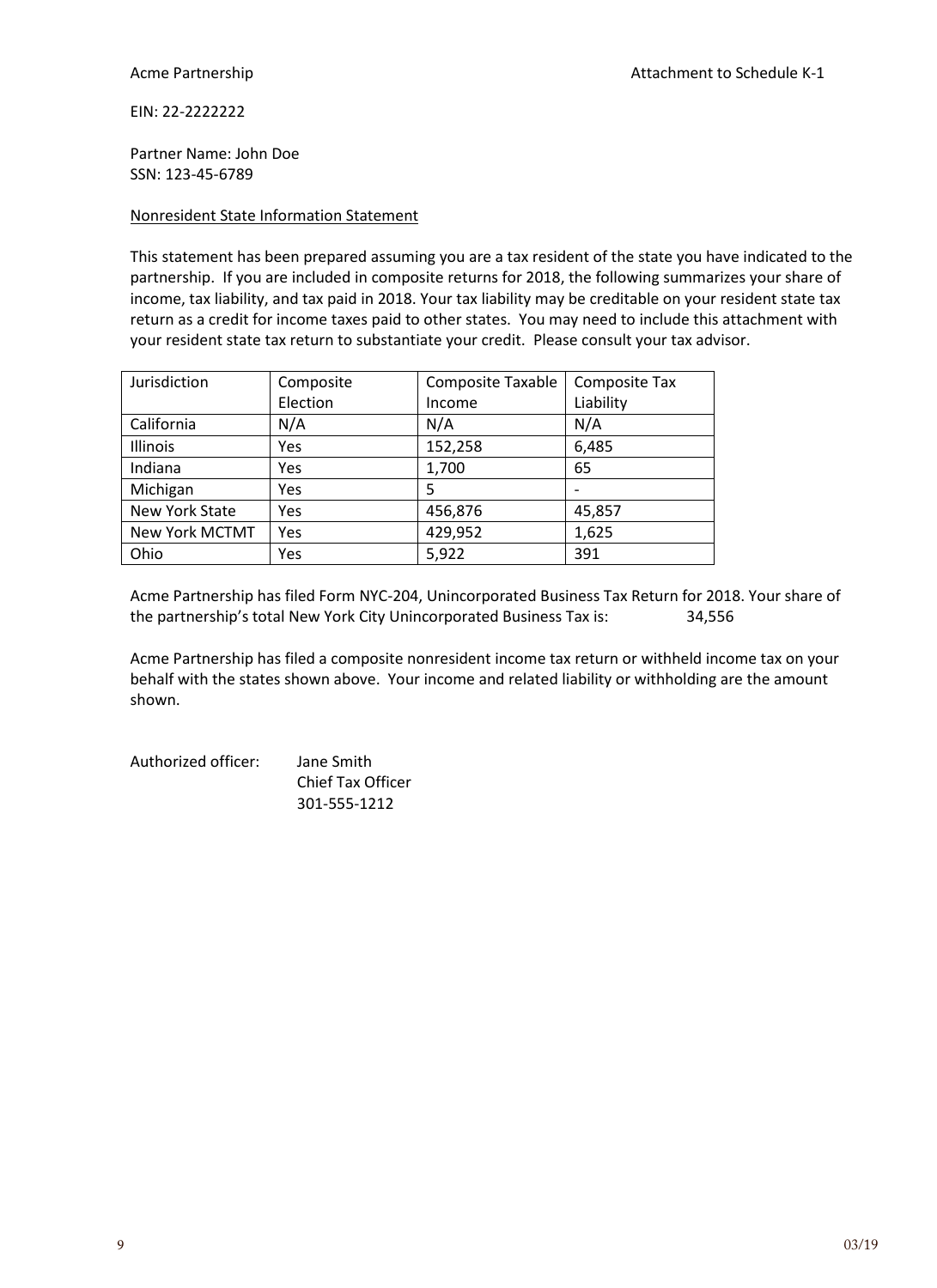Acme Partnership

Attachment to Schedule K-1

EIN: 22-2222222

Partner Name: John Doe
SSN: 123-45-6789

<u>Nonresident State Information Statement</u>

This statement has been prepared assuming you are a tax resident of the state you have indicated to the partnership. If you are included in composite returns for 2018, the following summarizes your share of income, tax liability, and tax paid in 2018. Your tax liability may be creditable on your resident state tax return as a credit for income taxes paid to other states. You may need to include this attachment with your resident state tax return to substantiate your credit. Please consult your tax advisor.

| Jurisdiction | Composite Election | Composite Taxable Income | Composite Tax Liability |
|---|---|---|---|
| California | N/A | N/A | N/A |
| Illinois | Yes | 152,258 | 6,485 |
| Indiana | Yes | 1,700 | 65 |
| Michigan | Yes | 5 | - |
| New York State | Yes | 456,876 | 45,857 |
| New York MCTMT | Yes | 429,952 | 1,625 |
| Ohio | Yes | 5,922 | 391 |

Acme Partnership has filed Form NYC-204, Unincorporated Business Tax Return for 2018. Your share of the partnership's total New York City Unincorporated Business Tax is: 34,556

Acme Partnership has filed a composite nonresident income tax return or withheld income tax on your behalf with the states shown above. Your income and related liability or withholding are the amount shown.

Authorized officer: Jane Smith
Chief Tax Officer
301-555-1212